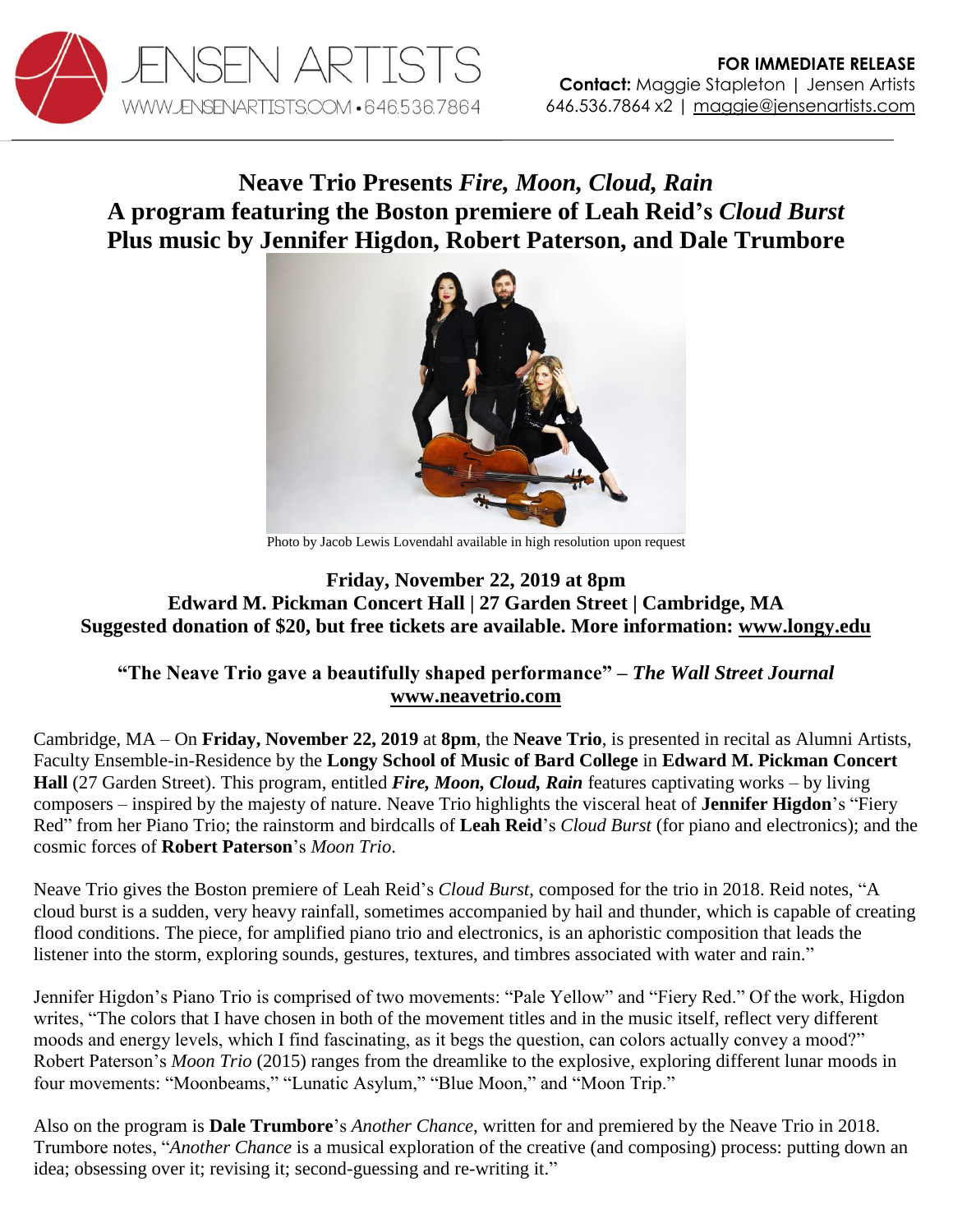JENSEN ARTISTS
WWW.JENSENARTISTS.COM • 646.536.7864

**FOR IMMEDIATE RELEASE**
**Contact:** Maggie Stapleton | Jensen Artists
646.536.7864 x2 | maggie@jensenartists.com

# Neave Trio Presents *Fire, Moon, Cloud, Rain*
## A program featuring the Boston premiere of Leah Reid's *Cloud Burst*
## Plus music by Jennifer Higdon, Robert Paterson, and Dale Trumbore

Photo by Jacob Lewis Lovendahl available in high resolution upon request

**Friday, November 22, 2019 at 8pm**
**Edward M. Pickman Concert Hall | 27 Garden Street | Cambridge, MA**
**Suggested donation of $20, but free tickets are available. More information: www.longy.edu**

**"The Neave Trio gave a beautifully shaped performance" – *The Wall Street Journal***
**www.neavetrio.com**

Cambridge, MA – On **Friday, November 22, 2019** at **8pm**, the **Neave Trio**, is presented in recital as Alumni Artists, Faculty Ensemble-in-Residence by the **Longy School of Music of Bard College** in **Edward M. Pickman Concert Hall** (27 Garden Street). This program, entitled ***Fire, Moon, Cloud, Rain*** features captivating works – by living composers – inspired by the majesty of nature. Neave Trio highlights the visceral heat of **Jennifer Higdon**'s "Fiery Red" from her Piano Trio; the rainstorm and birdcalls of **Leah Reid**'s *Cloud Burst* (for piano and electronics); and the cosmic forces of **Robert Paterson**'s *Moon Trio*.

Neave Trio gives the Boston premiere of Leah Reid's *Cloud Burst*, composed for the trio in 2018. Reid notes, "A cloud burst is a sudden, very heavy rainfall, sometimes accompanied by hail and thunder, which is capable of creating flood conditions. The piece, for amplified piano trio and electronics, is an aphoristic composition that leads the listener into the storm, exploring sounds, gestures, textures, and timbres associated with water and rain."

Jennifer Higdon's Piano Trio is comprised of two movements: "Pale Yellow" and "Fiery Red." Of the work, Higdon writes, "The colors that I have chosen in both of the movement titles and in the music itself, reflect very different moods and energy levels, which I find fascinating, as it begs the question, can colors actually convey a mood?" Robert Paterson's *Moon Trio* (2015) ranges from the dreamlike to the explosive, exploring different lunar moods in four movements: "Moonbeams," "Lunatic Asylum," "Blue Moon," and "Moon Trip."

Also on the program is **Dale Trumbore**'s *Another Chance*, written for and premiered by the Neave Trio in 2018. Trumbore notes, "*Another Chance* is a musical exploration of the creative (and composing) process: putting down an idea; obsessing over it; revising it; second-guessing and re-writing it."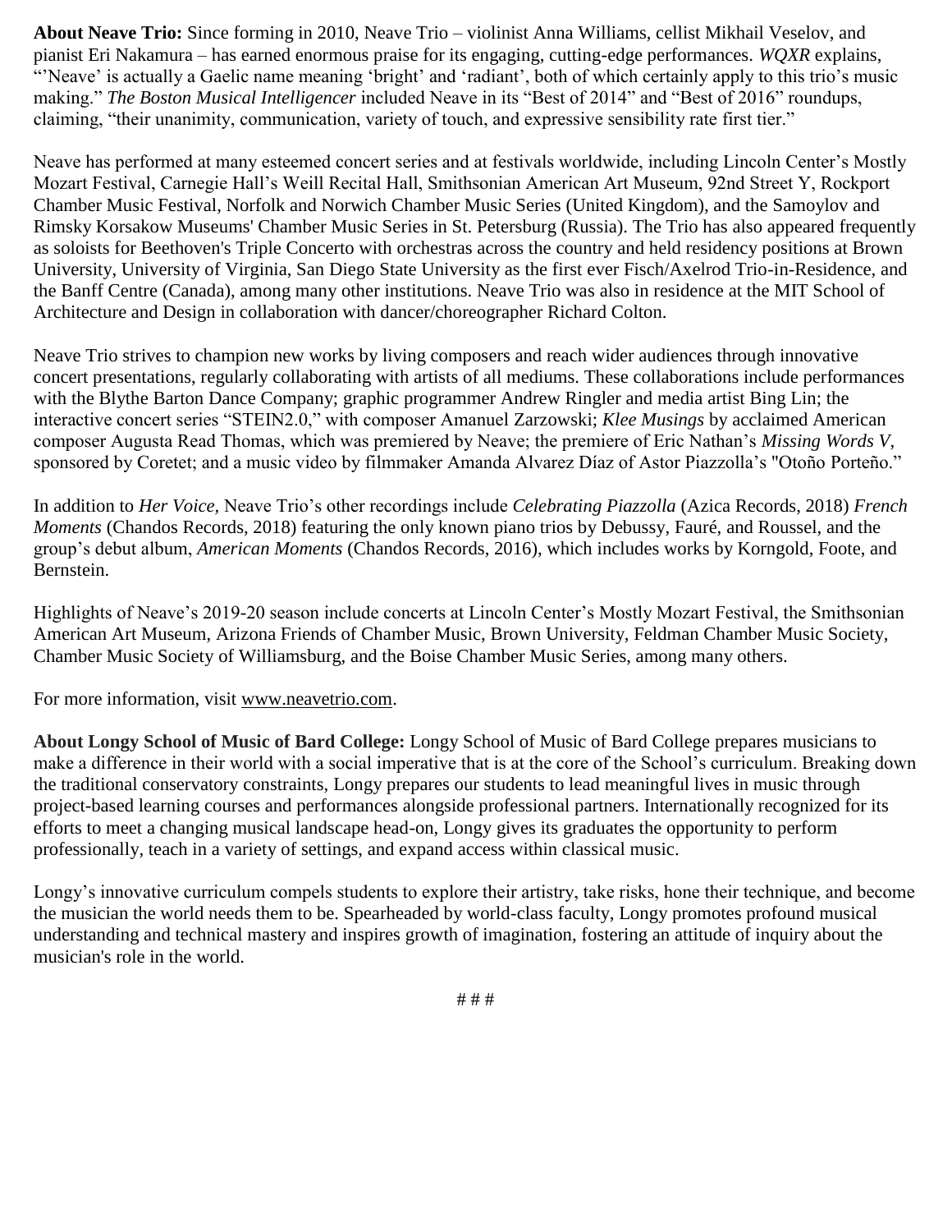**About Neave Trio:** Since forming in 2010, Neave Trio – violinist Anna Williams, cellist Mikhail Veselov, and pianist Eri Nakamura – has earned enormous praise for its engaging, cutting-edge performances. *WQXR* explains, "'Neave' is actually a Gaelic name meaning 'bright' and 'radiant', both of which certainly apply to this trio's music making." *The Boston Musical Intelligencer* included Neave in its "Best of 2014" and "Best of 2016" roundups, claiming, "their unanimity, communication, variety of touch, and expressive sensibility rate first tier."

Neave has performed at many esteemed concert series and at festivals worldwide, including Lincoln Center's Mostly Mozart Festival, Carnegie Hall's Weill Recital Hall, Smithsonian American Art Museum, 92nd Street Y, Rockport Chamber Music Festival, Norfolk and Norwich Chamber Music Series (United Kingdom), and the Samoylov and Rimsky Korsakow Museums' Chamber Music Series in St. Petersburg (Russia). The Trio has also appeared frequently as soloists for Beethoven's Triple Concerto with orchestras across the country and held residency positions at Brown University, University of Virginia, San Diego State University as the first ever Fisch/Axelrod Trio-in-Residence, and the Banff Centre (Canada), among many other institutions. Neave Trio was also in residence at the MIT School of Architecture and Design in collaboration with dancer/choreographer Richard Colton.

Neave Trio strives to champion new works by living composers and reach wider audiences through innovative concert presentations, regularly collaborating with artists of all mediums. These collaborations include performances with the Blythe Barton Dance Company; graphic programmer Andrew Ringler and media artist Bing Lin; the interactive concert series "STEIN2.0," with composer Amanuel Zarzowski; *Klee Musings* by acclaimed American composer Augusta Read Thomas, which was premiered by Neave; the premiere of Eric Nathan's *Missing Words V,* sponsored by Coretet; and a music video by filmmaker Amanda Alvarez Díaz of Astor Piazzolla's "Otoño Porteño."

In addition to *Her Voice,* Neave Trio's other recordings include *Celebrating Piazzolla* (Azica Records, 2018) *French Moments* (Chandos Records, 2018) featuring the only known piano trios by Debussy, Fauré, and Roussel, and the group's debut album, *American Moments* (Chandos Records, 2016), which includes works by Korngold, Foote, and Bernstein.

Highlights of Neave's 2019-20 season include concerts at Lincoln Center's Mostly Mozart Festival, the Smithsonian American Art Museum, Arizona Friends of Chamber Music, Brown University, Feldman Chamber Music Society, Chamber Music Society of Williamsburg, and the Boise Chamber Music Series, among many others.

For more information, visit www.neavetrio.com.

**About Longy School of Music of Bard College:** Longy School of Music of Bard College prepares musicians to make a difference in their world with a social imperative that is at the core of the School's curriculum. Breaking down the traditional conservatory constraints, Longy prepares our students to lead meaningful lives in music through project-based learning courses and performances alongside professional partners. Internationally recognized for its efforts to meet a changing musical landscape head-on, Longy gives its graduates the opportunity to perform professionally, teach in a variety of settings, and expand access within classical music.

Longy's innovative curriculum compels students to explore their artistry, take risks, hone their technique, and become the musician the world needs them to be. Spearheaded by world-class faculty, Longy promotes profound musical understanding and technical mastery and inspires growth of imagination, fostering an attitude of inquiry about the musician's role in the world.

# # #